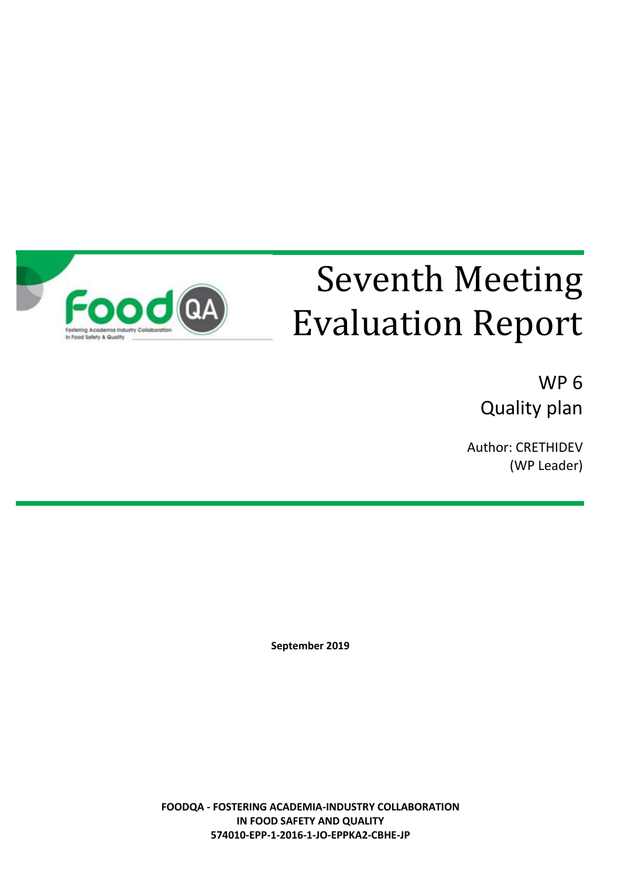# Seventh Meeting Evaluation Report

WP 6

Quality plan

Author: CRETHIDEV (WP Leader)

**September 2019**

**FOODQA - FOSTERING ACADEMIA-INDUSTRY COLLABORATION IN FOOD SAFETY AND QUALITY**
**574010-EPP-1-2016-1-JO-EPPKA2-CBHE-JP**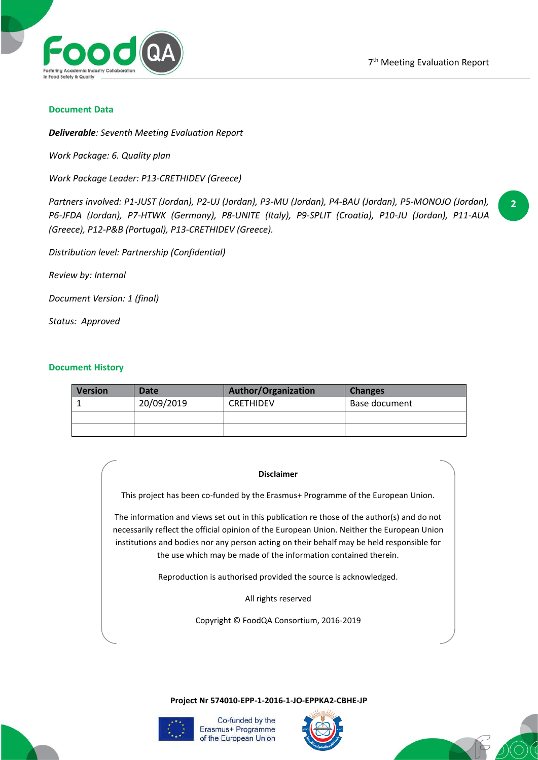## Document Data

***Deliverable**: Seventh Meeting Evaluation Report*

*Work Package: 6. Quality plan*

*Work Package Leader: P13-CRETHIDEV (Greece)*

*Partners involved: P1-JUST (Jordan), P2-UJ (Jordan), P3-MU (Jordan), P4-BAU (Jordan), P5-MONOJO (Jordan), P6-JFDA (Jordan), P7-HTWK (Germany), P8-UNITE (Italy), P9-SPLIT (Croatia), P10-JU (Jordan), P11-AUA (Greece), P12-P&B (Portugal), P13-CRETHIDEV (Greece).*

*Distribution level: Partnership (Confidential)*

*Review by: Internal*

*Document Version: 1 (final)*

*Status: Approved*

## Document History

| Version | Date | Author/Organization | Changes |
|---|---|---|---|
| 1 | 20/09/2019 | CRETHIDEV | Base document |
| | | | |
| | | | |

**Disclaimer**

This project has been co-funded by the Erasmus+ Programme of the European Union.

The information and views set out in this publication re those of the author(s) and do not necessarily reflect the official opinion of the European Union. Neither the European Union institutions and bodies nor any person acting on their behalf may be held responsible for the use which may be made of the information contained therein.

Reproduction is authorised provided the source is acknowledged.

All rights reserved

Copyright © FoodQA Consortium, 2016-2019

**Project Nr 574010-EPP-1-2016-1-JO-EPPKA2-CBHE-JP**

Co-funded by the Erasmus+ Programme of the European Union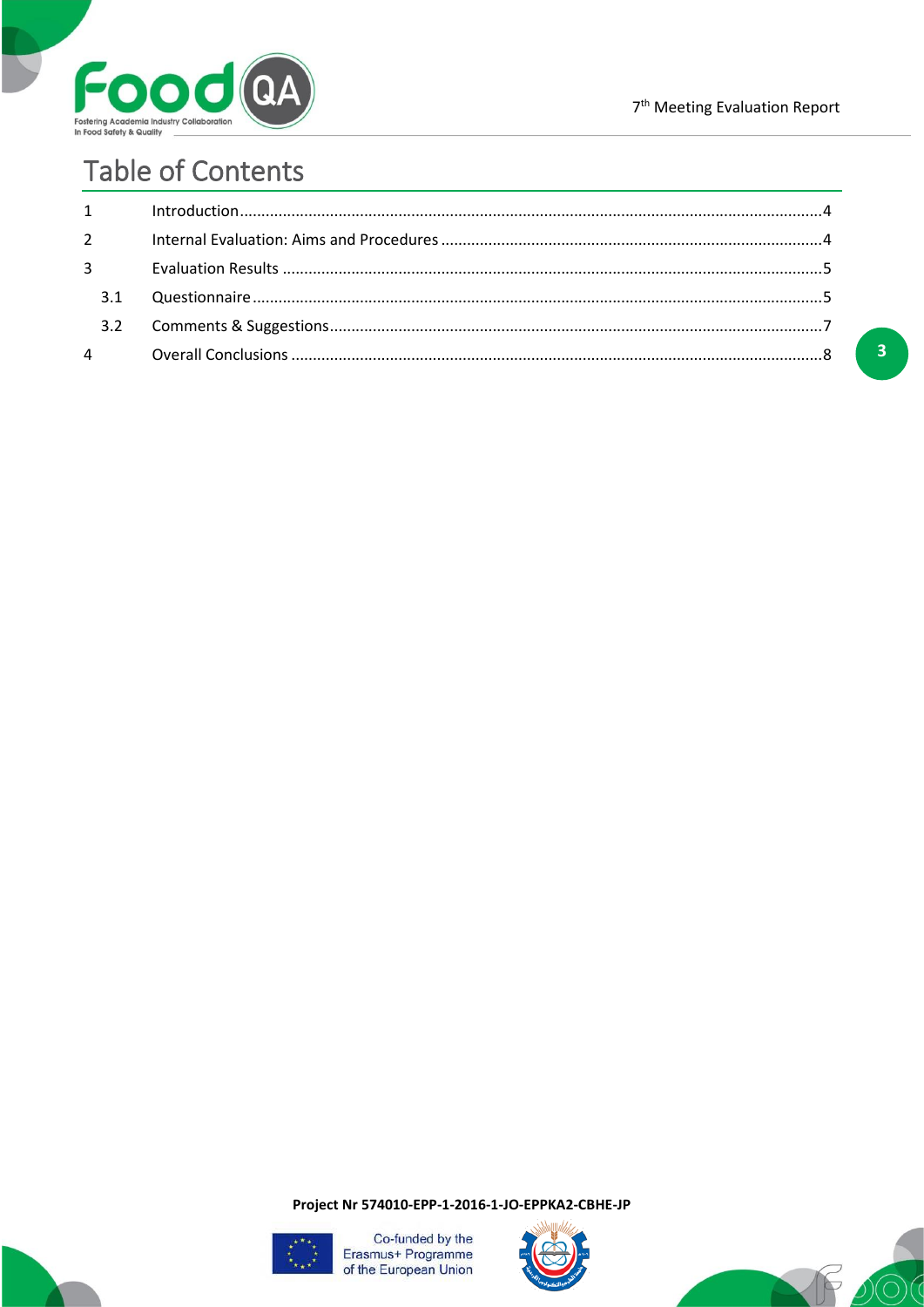# Table of Contents

1 Introduction ....................................................................................................................................4

2 Internal Evaluation: Aims and Procedures ........................................................................................4

3 Evaluation Results ............................................................................................................................5

3.1 Questionnaire ...................................................................................................................................5

3.2 Comments & Suggestions..................................................................................................................7

4 Overall Conclusions ..........................................................................................................................8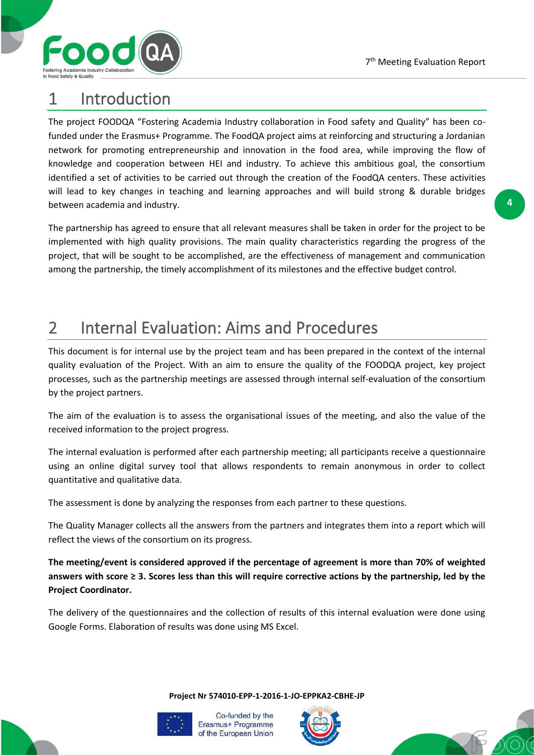# 1 Introduction

The project FOODQA "Fostering Academia Industry collaboration in Food safety and Quality" has been co-funded under the Erasmus+ Programme. The FoodQA project aims at reinforcing and structuring a Jordanian network for promoting entrepreneurship and innovation in the food area, while improving the flow of knowledge and cooperation between HEI and industry. To achieve this ambitious goal, the consortium identified a set of activities to be carried out through the creation of the FoodQA centers. These activities will lead to key changes in teaching and learning approaches and will build strong & durable bridges between academia and industry.

The partnership has agreed to ensure that all relevant measures shall be taken in order for the project to be implemented with high quality provisions. The main quality characteristics regarding the progress of the project, that will be sought to be accomplished, are the effectiveness of management and communication among the partnership, the timely accomplishment of its milestones and the effective budget control.

# 2 Internal Evaluation: Aims and Procedures

This document is for internal use by the project team and has been prepared in the context of the internal quality evaluation of the Project. With an aim to ensure the quality of the FOODQA project, key project processes, such as the partnership meetings are assessed through internal self-evaluation of the consortium by the project partners.

The aim of the evaluation is to assess the organisational issues of the meeting, and also the value of the received information to the project progress.

The internal evaluation is performed after each partnership meeting; all participants receive a questionnaire using an online digital survey tool that allows respondents to remain anonymous in order to collect quantitative and qualitative data.

The assessment is done by analyzing the responses from each partner to these questions.

The Quality Manager collects all the answers from the partners and integrates them into a report which will reflect the views of the consortium on its progress.

**The meeting/event is considered approved if the percentage of agreement is more than 70% of weighted answers with score ≥ 3. Scores less than this will require corrective actions by the partnership, led by the Project Coordinator.**

The delivery of the questionnaires and the collection of results of this internal evaluation were done using Google Forms. Elaboration of results was done using MS Excel.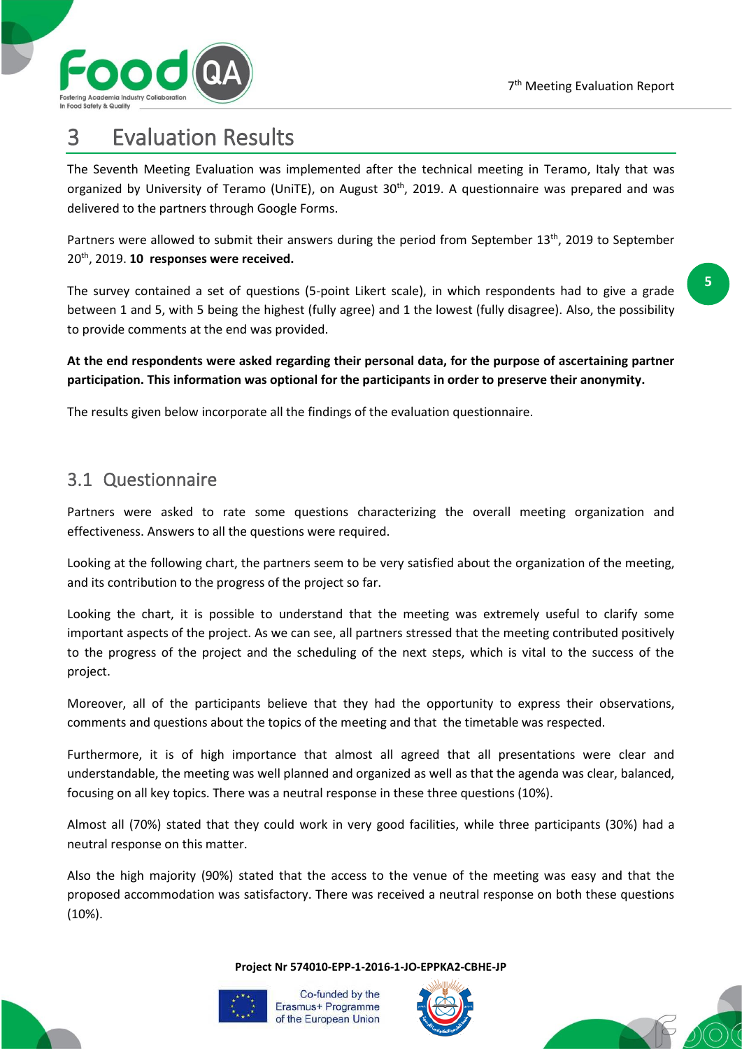# 3 Evaluation Results

The Seventh Meeting Evaluation was implemented after the technical meeting in Teramo, Italy that was organized by University of Teramo (UniTE), on August 30th, 2019. A questionnaire was prepared and was delivered to the partners through Google Forms.

Partners were allowed to submit their answers during the period from September 13th, 2019 to September 20th, 2019. **10 responses were received.**

The survey contained a set of questions (5-point Likert scale), in which respondents had to give a grade between 1 and 5, with 5 being the highest (fully agree) and 1 the lowest (fully disagree). Also, the possibility to provide comments at the end was provided.

**At the end respondents were asked regarding their personal data, for the purpose of ascertaining partner participation. This information was optional for the participants in order to preserve their anonymity.**

The results given below incorporate all the findings of the evaluation questionnaire.

## 3.1 Questionnaire

Partners were asked to rate some questions characterizing the overall meeting organization and effectiveness. Answers to all the questions were required.

Looking at the following chart, the partners seem to be very satisfied about the organization of the meeting, and its contribution to the progress of the project so far.

Looking the chart, it is possible to understand that the meeting was extremely useful to clarify some important aspects of the project. As we can see, all partners stressed that the meeting contributed positively to the progress of the project and the scheduling of the next steps, which is vital to the success of the project.

Moreover, all of the participants believe that they had the opportunity to express their observations, comments and questions about the topics of the meeting and that the timetable was respected.

Furthermore, it is of high importance that almost all agreed that all presentations were clear and understandable, the meeting was well planned and organized as well as that the agenda was clear, balanced, focusing on all key topics. There was a neutral response in these three questions (10%).

Almost all (70%) stated that they could work in very good facilities, while three participants (30%) had a neutral response on this matter.

Also the high majority (90%) stated that the access to the venue of the meeting was easy and that the proposed accommodation was satisfactory. There was received a neutral response on both these questions (10%).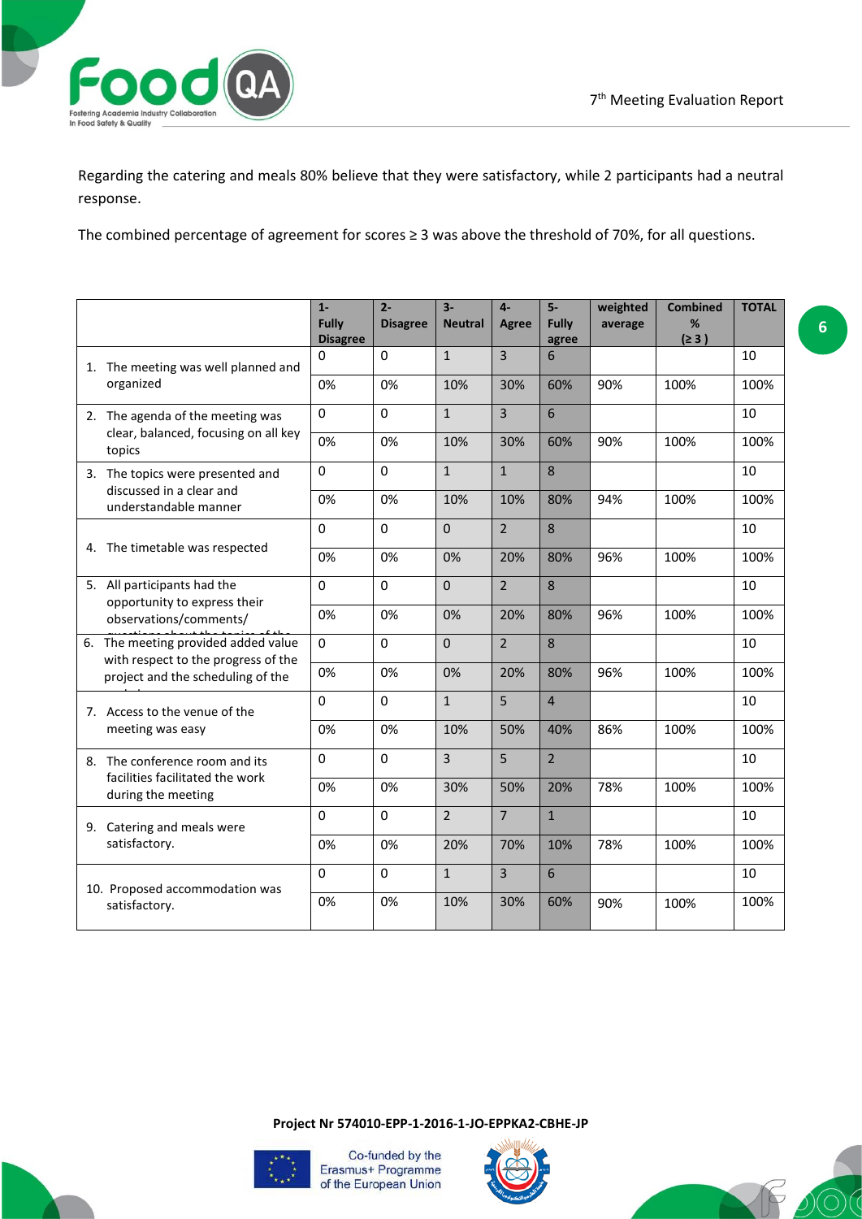Regarding the catering and meals 80% believe that they were satisfactory, while 2 participants had a neutral response.

The combined percentage of agreement for scores ≥ 3 was above the threshold of 70%, for all questions.

| | 1- Fully Disagree | 2- Disagree | 3- Neutral | 4- Agree | 5- Fully agree | weighted average | Combined % (≥ 3 ) | TOTAL |
|---|---|---|---|---|---|---|---|---|
| 1. The meeting was well planned and organized | 0 | 0 | 1 | 3 | 6 | | | 10 |
| | 0% | 0% | 10% | 30% | 60% | 90% | 100% | 100% |
| 2. The agenda of the meeting was clear, balanced, focusing on all key topics | 0 | 0 | 1 | 3 | 6 | | | 10 |
| | 0% | 0% | 10% | 30% | 60% | 90% | 100% | 100% |
| 3. The topics were presented and discussed in a clear and understandable manner | 0 | 0 | 1 | 1 | 8 | | | 10 |
| | 0% | 0% | 10% | 10% | 80% | 94% | 100% | 100% |
| 4. The timetable was respected | 0 | 0 | 0 | 2 | 8 | | | 10 |
| | 0% | 0% | 0% | 20% | 80% | 96% | 100% | 100% |
| 5. All participants had the opportunity to express their observations/comments/ questions about the topics of the | 0 | 0 | 0 | 2 | 8 | | | 10 |
| | 0% | 0% | 0% | 20% | 80% | 96% | 100% | 100% |
| 6. The meeting provided added value with respect to the progress of the project and the scheduling of the | 0 | 0 | 0 | 2 | 8 | | | 10 |
| | 0% | 0% | 0% | 20% | 80% | 96% | 100% | 100% |
| 7. Access to the venue of the meeting was easy | 0 | 0 | 1 | 5 | 4 | | | 10 |
| | 0% | 0% | 10% | 50% | 40% | 86% | 100% | 100% |
| 8. The conference room and its facilities facilitated the work during the meeting | 0 | 0 | 3 | 5 | 2 | | | 10 |
| | 0% | 0% | 30% | 50% | 20% | 78% | 100% | 100% |
| 9. Catering and meals were satisfactory. | 0 | 0 | 2 | 7 | 1 | | | 10 |
| | 0% | 0% | 20% | 70% | 10% | 78% | 100% | 100% |
| 10. Proposed accommodation was satisfactory. | 0 | 0 | 1 | 3 | 6 | | | 10 |
| | 0% | 0% | 10% | 30% | 60% | 90% | 100% | 100% |

**Project Nr 574010-EPP-1-2016-1-JO-EPPKA2-CBHE-JP**

Co-funded by the Erasmus+ Programme of the European Union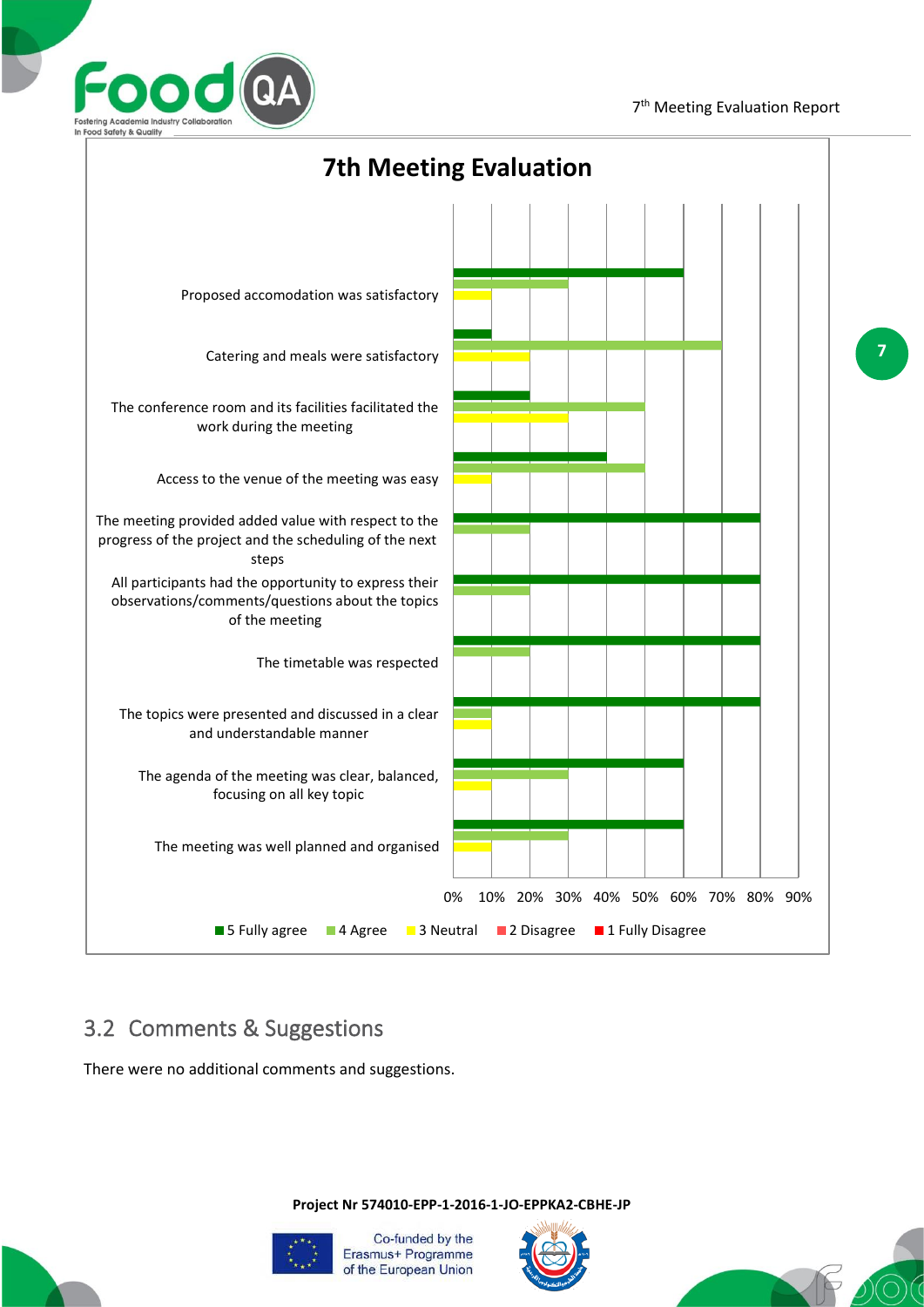**7th Meeting Evaluation**

| Statement | 5 Fully agree | 4 Agree | 3 Neutral | 2 Disagree | 1 Fully Disagree |
|---|---|---|---|---|---|
| Proposed accomodation was satisfactory | 60% | 30% | 10% | | |
| Catering and meals were satisfactory | 10% | 70% | 20% | | |
| The conference room and its facilities facilitated the work during the meeting | 20% | 50% | 30% | | |
| Access to the venue of the meeting was easy | 40% | 50% | 10% | | |
| The meeting provided added value with respect to the progress of the project and the scheduling of the next steps | 80% | 20% | | | |
| All participants had the opportunity to express their observations/comments/questions about the topics of the meeting | 80% | 20% | | | |
| The timetable was respected | 80% | 20% | | | |
| The topics were presented and discussed in a clear and understandable manner | 80% | 10% | 10% | | |
| The agenda of the meeting was clear, balanced, focusing on all key topic | 60% | 30% | 10% | | |
| The meeting was well planned and organised | 60% | 30% | 10% | | |

## 3.2 Comments & Suggestions

There were no additional comments and suggestions.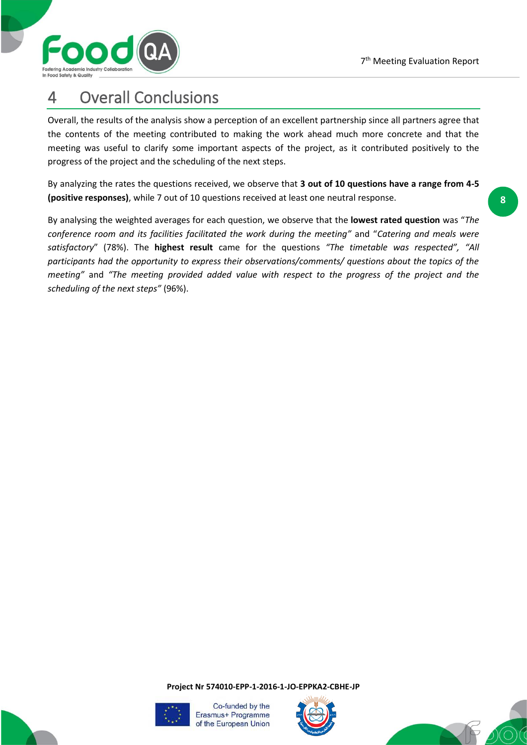# 4 Overall Conclusions

Overall, the results of the analysis show a perception of an excellent partnership since all partners agree that the contents of the meeting contributed to making the work ahead much more concrete and that the meeting was useful to clarify some important aspects of the project, as it contributed positively to the progress of the project and the scheduling of the next steps.

By analyzing the rates the questions received, we observe that **3 out of 10 questions have a range from 4-5 (positive responses)**, while 7 out of 10 questions received at least one neutral response.

By analysing the weighted averages for each question, we observe that the **lowest rated question** was "*The conference room and its facilities facilitated the work during the meeting*" and "*Catering and meals were satisfactory*" (78%). The **highest result** came for the questions *"The timetable was respected", "All participants had the opportunity to express their observations/comments/ questions about the topics of the meeting"* and *"The meeting provided added value with respect to the progress of the project and the scheduling of the next steps"* (96%).